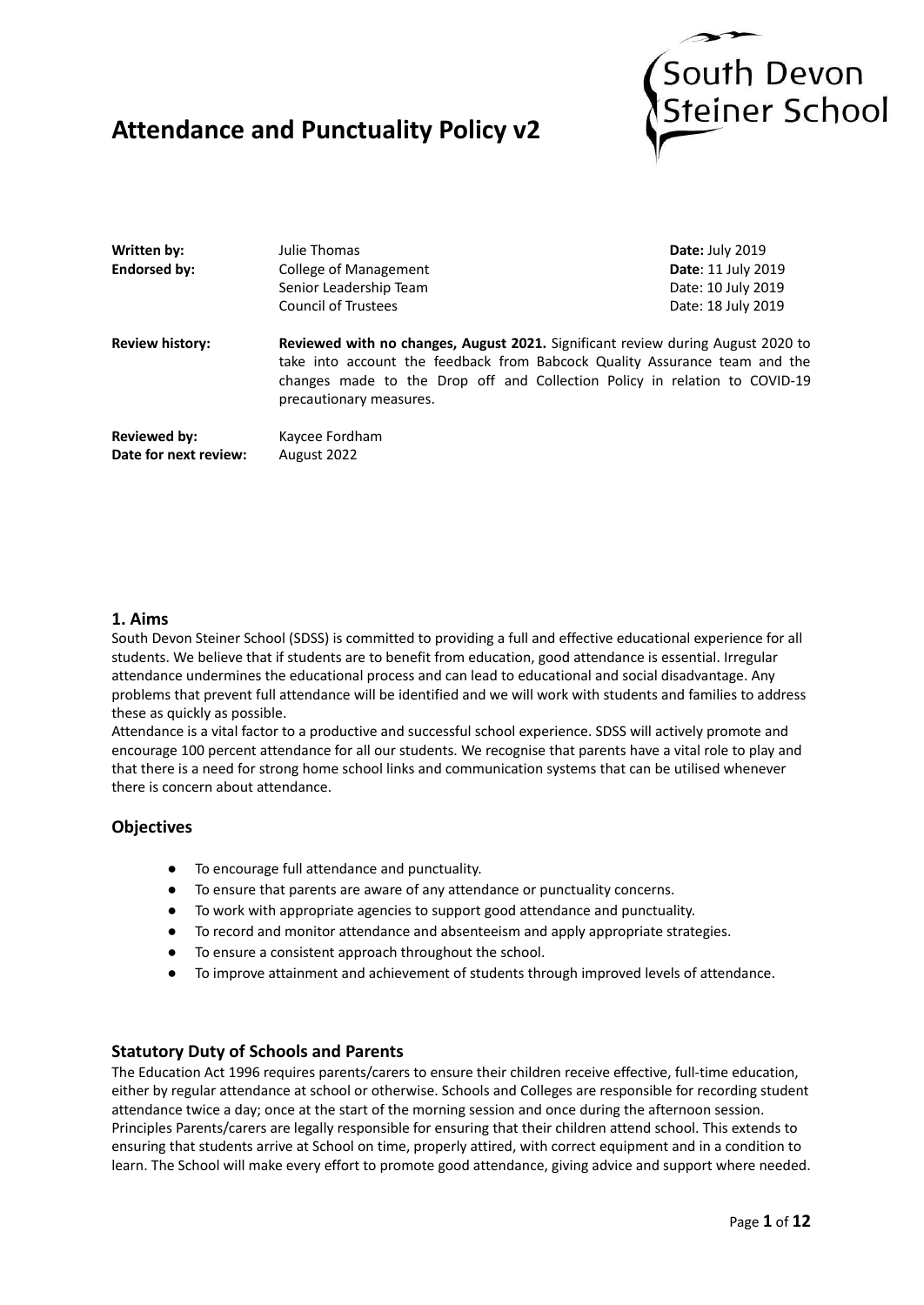# Attendance and Punctuality Policy v2

South Devon Steiner School

| | | |
|---|---|---|
| **Written by:** | Julie Thomas | **Date:** July 2019 |
| **Endorsed by:** | College of Management | **Date**: 11 July 2019 |
| | Senior Leadership Team | Date: 10 July 2019 |
| | Council of Trustees | Date: 18 July 2019 |

**Review history:** **Reviewed with no changes, August 2021.** Significant review during August 2020 to take into account the feedback from Babcock Quality Assurance team and the changes made to the Drop off and Collection Policy in relation to COVID-19 precautionary measures.

**Reviewed by:** Kaycee Fordham
**Date for next review:** August 2022

## 1. Aims

South Devon Steiner School (SDSS) is committed to providing a full and effective educational experience for all students. We believe that if students are to benefit from education, good attendance is essential. Irregular attendance undermines the educational process and can lead to educational and social disadvantage. Any problems that prevent full attendance will be identified and we will work with students and families to address these as quickly as possible.

Attendance is a vital factor to a productive and successful school experience. SDSS will actively promote and encourage 100 percent attendance for all our students. We recognise that parents have a vital role to play and that there is a need for strong home school links and communication systems that can be utilised whenever there is concern about attendance.

## Objectives

- To encourage full attendance and punctuality.
- To ensure that parents are aware of any attendance or punctuality concerns.
- To work with appropriate agencies to support good attendance and punctuality.
- To record and monitor attendance and absenteeism and apply appropriate strategies.
- To ensure a consistent approach throughout the school.
- To improve attainment and achievement of students through improved levels of attendance.

## Statutory Duty of Schools and Parents

The Education Act 1996 requires parents/carers to ensure their children receive effective, full-time education, either by regular attendance at school or otherwise. Schools and Colleges are responsible for recording student attendance twice a day; once at the start of the morning session and once during the afternoon session. Principles Parents/carers are legally responsible for ensuring that their children attend school. This extends to ensuring that students arrive at School on time, properly attired, with correct equipment and in a condition to learn. The School will make every effort to promote good attendance, giving advice and support where needed.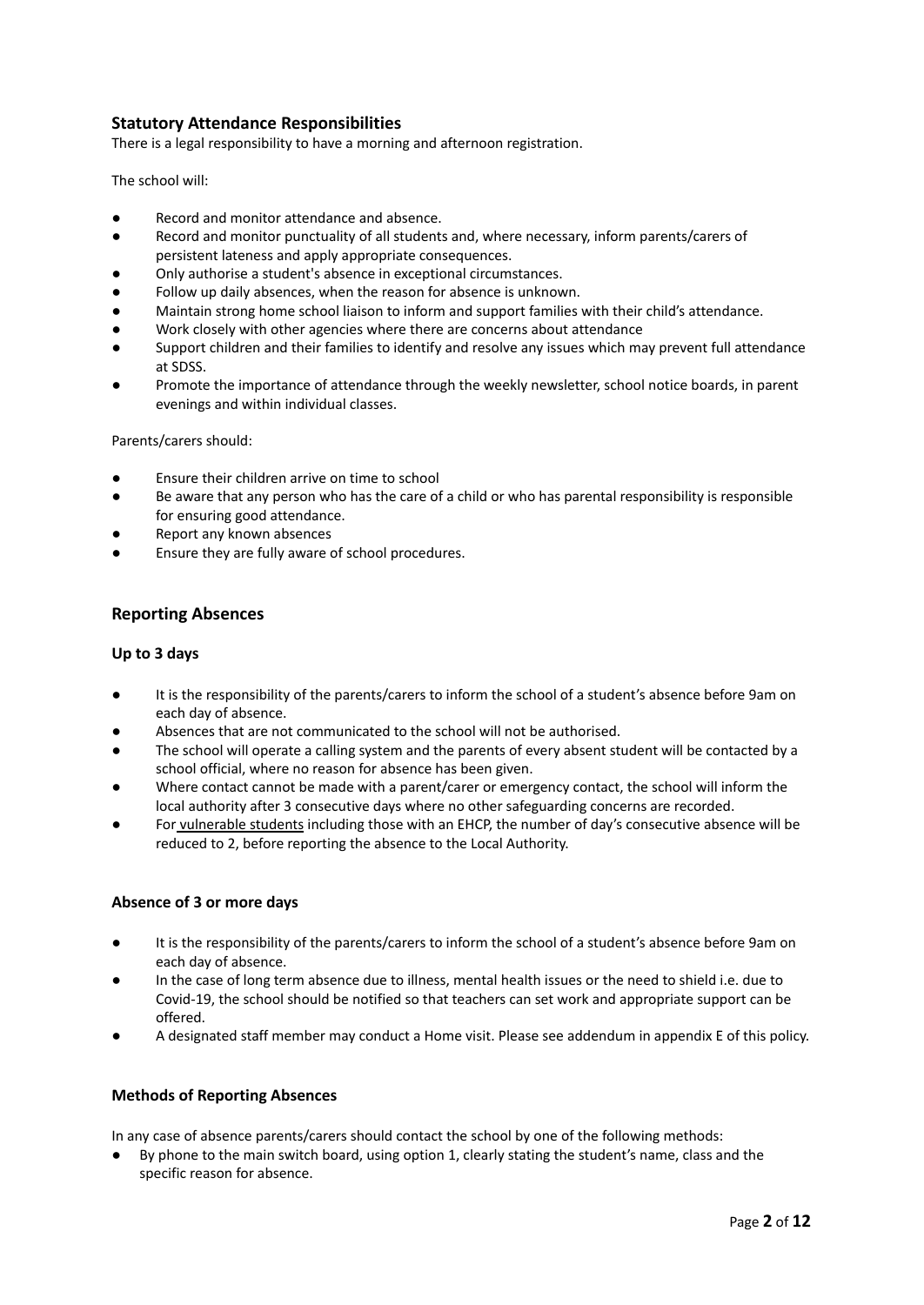## Statutory Attendance Responsibilities

There is a legal responsibility to have a morning and afternoon registration.

The school will:

- Record and monitor attendance and absence.
- Record and monitor punctuality of all students and, where necessary, inform parents/carers of persistent lateness and apply appropriate consequences.
- Only authorise a student's absence in exceptional circumstances.
- Follow up daily absences, when the reason for absence is unknown.
- Maintain strong home school liaison to inform and support families with their child's attendance.
- Work closely with other agencies where there are concerns about attendance
- Support children and their families to identify and resolve any issues which may prevent full attendance at SDSS.
- Promote the importance of attendance through the weekly newsletter, school notice boards, in parent evenings and within individual classes.

Parents/carers should:

- Ensure their children arrive on time to school
- Be aware that any person who has the care of a child or who has parental responsibility is responsible for ensuring good attendance.
- Report any known absences
- Ensure they are fully aware of school procedures.

## Reporting Absences

### Up to 3 days

- It is the responsibility of the parents/carers to inform the school of a student's absence before 9am on each day of absence.
- Absences that are not communicated to the school will not be authorised.
- The school will operate a calling system and the parents of every absent student will be contacted by a school official, where no reason for absence has been given.
- Where contact cannot be made with a parent/carer or emergency contact, the school will inform the local authority after 3 consecutive days where no other safeguarding concerns are recorded.
- For vulnerable students including those with an EHCP, the number of day's consecutive absence will be reduced to 2, before reporting the absence to the Local Authority.

### Absence of 3 or more days

- It is the responsibility of the parents/carers to inform the school of a student's absence before 9am on each day of absence.
- In the case of long term absence due to illness, mental health issues or the need to shield i.e. due to Covid-19, the school should be notified so that teachers can set work and appropriate support can be offered.
- A designated staff member may conduct a Home visit. Please see addendum in appendix E of this policy.

### Methods of Reporting Absences

In any case of absence parents/carers should contact the school by one of the following methods:

- By phone to the main switch board, using option 1, clearly stating the student's name, class and the specific reason for absence.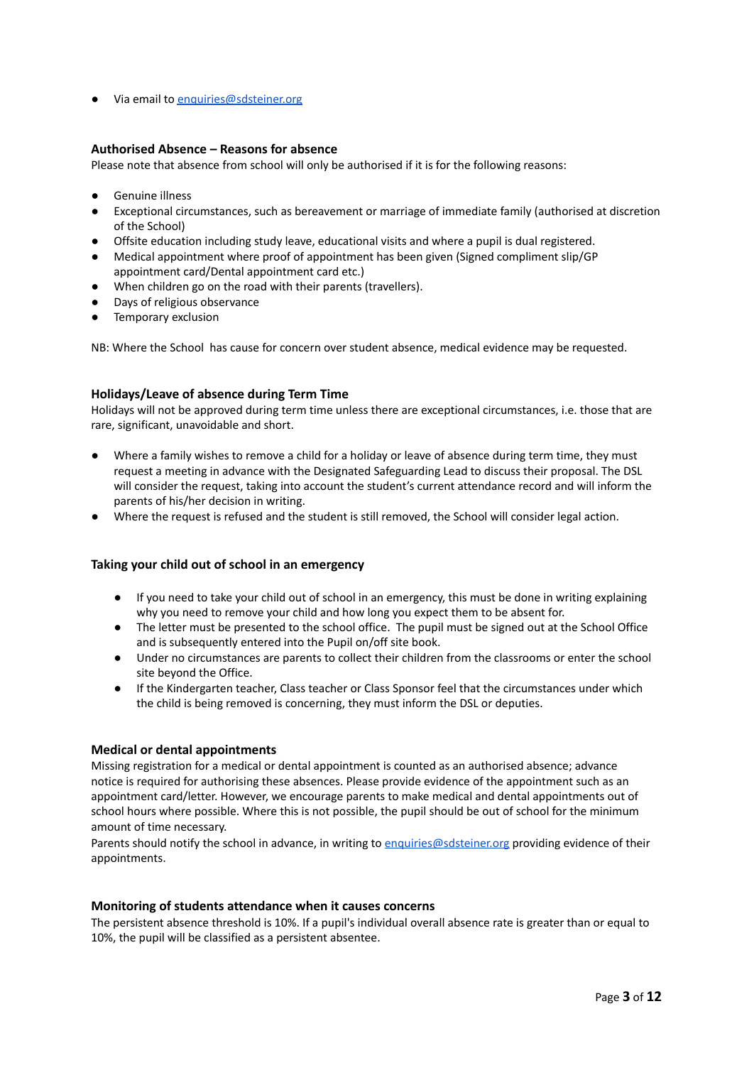- Via email to [enquiries@sdsteiner.org](mailto:enquiries@sdsteiner.org)

### Authorised Absence – Reasons for absence

Please note that absence from school will only be authorised if it is for the following reasons:

- Genuine illness
- Exceptional circumstances, such as bereavement or marriage of immediate family (authorised at discretion of the School)
- Offsite education including study leave, educational visits and where a pupil is dual registered.
- Medical appointment where proof of appointment has been given (Signed compliment slip/GP appointment card/Dental appointment card etc.)
- When children go on the road with their parents (travellers).
- Days of religious observance
- Temporary exclusion

NB: Where the School has cause for concern over student absence, medical evidence may be requested.

### Holidays/Leave of absence during Term Time

Holidays will not be approved during term time unless there are exceptional circumstances, i.e. those that are rare, significant, unavoidable and short.

- Where a family wishes to remove a child for a holiday or leave of absence during term time, they must request a meeting in advance with the Designated Safeguarding Lead to discuss their proposal. The DSL will consider the request, taking into account the student's current attendance record and will inform the parents of his/her decision in writing.
- Where the request is refused and the student is still removed, the School will consider legal action.

### Taking your child out of school in an emergency

- If you need to take your child out of school in an emergency, this must be done in writing explaining why you need to remove your child and how long you expect them to be absent for.
- The letter must be presented to the school office. The pupil must be signed out at the School Office and is subsequently entered into the Pupil on/off site book.
- Under no circumstances are parents to collect their children from the classrooms or enter the school site beyond the Office.
- If the Kindergarten teacher, Class teacher or Class Sponsor feel that the circumstances under which the child is being removed is concerning, they must inform the DSL or deputies.

### Medical or dental appointments

Missing registration for a medical or dental appointment is counted as an authorised absence; advance notice is required for authorising these absences. Please provide evidence of the appointment such as an appointment card/letter. However, we encourage parents to make medical and dental appointments out of school hours where possible. Where this is not possible, the pupil should be out of school for the minimum amount of time necessary.

Parents should notify the school in advance, in writing to [enquiries@sdsteiner.org](mailto:enquiries@sdsteiner.org) providing evidence of their appointments.

### Monitoring of students attendance when it causes concerns

The persistent absence threshold is 10%. If a pupil's individual overall absence rate is greater than or equal to 10%, the pupil will be classified as a persistent absentee.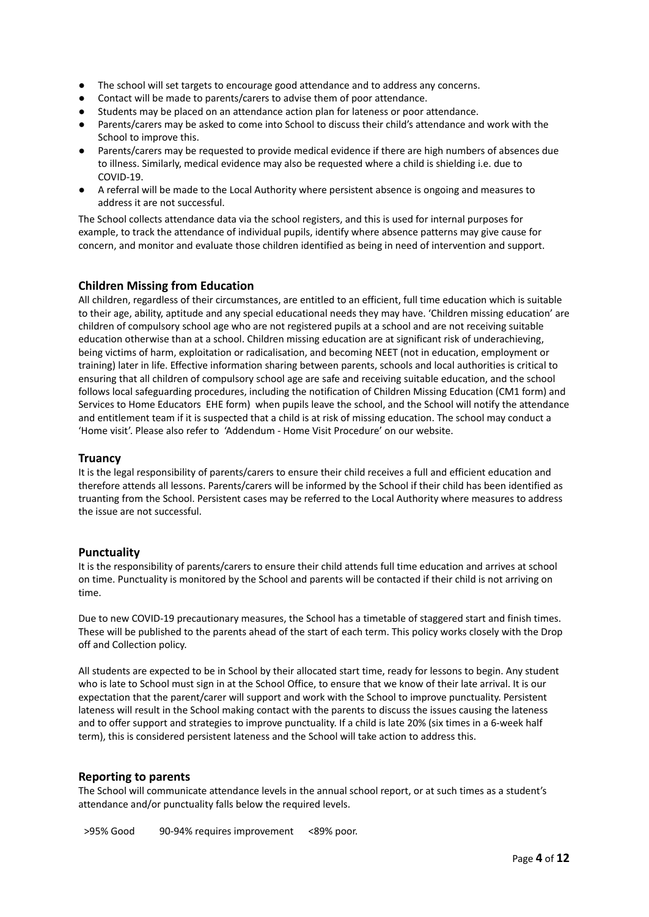- The school will set targets to encourage good attendance and to address any concerns.
- Contact will be made to parents/carers to advise them of poor attendance.
- Students may be placed on an attendance action plan for lateness or poor attendance.
- Parents/carers may be asked to come into School to discuss their child's attendance and work with the School to improve this.
- Parents/carers may be requested to provide medical evidence if there are high numbers of absences due to illness. Similarly, medical evidence may also be requested where a child is shielding i.e. due to COVID-19.
- A referral will be made to the Local Authority where persistent absence is ongoing and measures to address it are not successful.

The School collects attendance data via the school registers, and this is used for internal purposes for example, to track the attendance of individual pupils, identify where absence patterns may give cause for concern, and monitor and evaluate those children identified as being in need of intervention and support.

## Children Missing from Education

All children, regardless of their circumstances, are entitled to an efficient, full time education which is suitable to their age, ability, aptitude and any special educational needs they may have. 'Children missing education' are children of compulsory school age who are not registered pupils at a school and are not receiving suitable education otherwise than at a school. Children missing education are at significant risk of underachieving, being victims of harm, exploitation or radicalisation, and becoming NEET (not in education, employment or training) later in life. Effective information sharing between parents, schools and local authorities is critical to ensuring that all children of compulsory school age are safe and receiving suitable education, and the school follows local safeguarding procedures, including the notification of Children Missing Education (CM1 form) and Services to Home Educators EHE form) when pupils leave the school, and the School will notify the attendance and entitlement team if it is suspected that a child is at risk of missing education. The school may conduct a 'Home visit'. Please also refer to 'Addendum - Home Visit Procedure' on our website.

## Truancy

It is the legal responsibility of parents/carers to ensure their child receives a full and efficient education and therefore attends all lessons. Parents/carers will be informed by the School if their child has been identified as truanting from the School. Persistent cases may be referred to the Local Authority where measures to address the issue are not successful.

## Punctuality

It is the responsibility of parents/carers to ensure their child attends full time education and arrives at school on time. Punctuality is monitored by the School and parents will be contacted if their child is not arriving on time.

Due to new COVID-19 precautionary measures, the School has a timetable of staggered start and finish times. These will be published to the parents ahead of the start of each term. This policy works closely with the Drop off and Collection policy.

All students are expected to be in School by their allocated start time, ready for lessons to begin. Any student who is late to School must sign in at the School Office, to ensure that we know of their late arrival. It is our expectation that the parent/carer will support and work with the School to improve punctuality. Persistent lateness will result in the School making contact with the parents to discuss the issues causing the lateness and to offer support and strategies to improve punctuality. If a child is late 20% (six times in a 6-week half term), this is considered persistent lateness and the School will take action to address this.

## Reporting to parents

The School will communicate attendance levels in the annual school report, or at such times as a student's attendance and/or punctuality falls below the required levels.

>95% Good     90-94% requires improvement     <89% poor.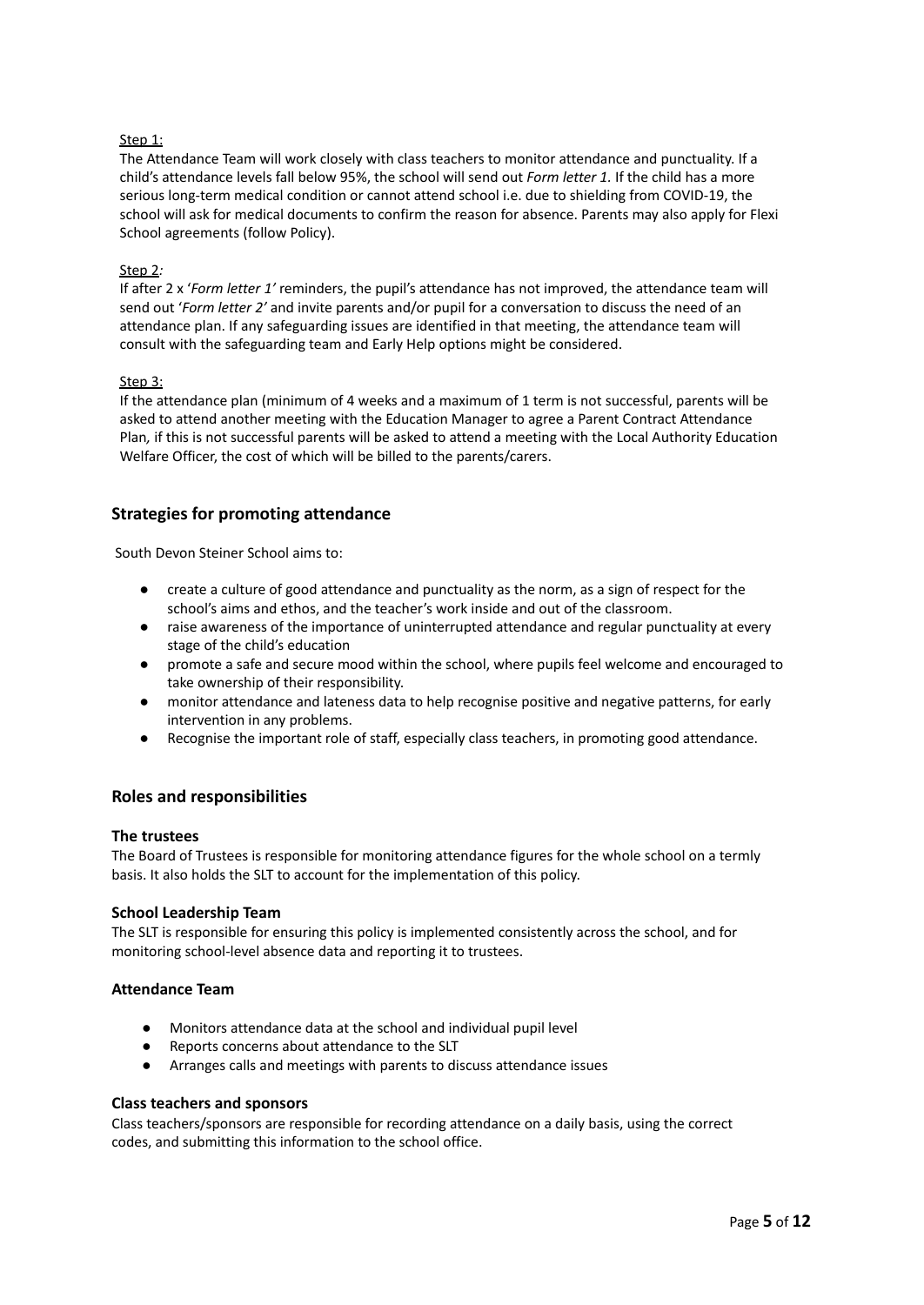Step 1:

The Attendance Team will work closely with class teachers to monitor attendance and punctuality. If a child's attendance levels fall below 95%, the school will send out *Form letter 1.* If the child has a more serious long-term medical condition or cannot attend school i.e. due to shielding from COVID-19, the school will ask for medical documents to confirm the reason for absence. Parents may also apply for Flexi School agreements (follow Policy).

Step 2*:*

If after 2 x '*Form letter 1'* reminders, the pupil's attendance has not improved, the attendance team will send out '*Form letter 2'* and invite parents and/or pupil for a conversation to discuss the need of an attendance plan. If any safeguarding issues are identified in that meeting, the attendance team will consult with the safeguarding team and Early Help options might be considered.

Step 3:

If the attendance plan (minimum of 4 weeks and a maximum of 1 term is not successful, parents will be asked to attend another meeting with the Education Manager to agree a Parent Contract Attendance Plan*,* if this is not successful parents will be asked to attend a meeting with the Local Authority Education Welfare Officer, the cost of which will be billed to the parents/carers.

## Strategies for promoting attendance

South Devon Steiner School aims to:

- create a culture of good attendance and punctuality as the norm, as a sign of respect for the school's aims and ethos, and the teacher's work inside and out of the classroom.
- raise awareness of the importance of uninterrupted attendance and regular punctuality at every stage of the child's education
- promote a safe and secure mood within the school, where pupils feel welcome and encouraged to take ownership of their responsibility.
- monitor attendance and lateness data to help recognise positive and negative patterns, for early intervention in any problems.
- Recognise the important role of staff, especially class teachers, in promoting good attendance.

## Roles and responsibilities

### The trustees

The Board of Trustees is responsible for monitoring attendance figures for the whole school on a termly basis. It also holds the SLT to account for the implementation of this policy.

### School Leadership Team

The SLT is responsible for ensuring this policy is implemented consistently across the school, and for monitoring school-level absence data and reporting it to trustees.

### Attendance Team

- Monitors attendance data at the school and individual pupil level
- Reports concerns about attendance to the SLT
- Arranges calls and meetings with parents to discuss attendance issues

### Class teachers and sponsors

Class teachers/sponsors are responsible for recording attendance on a daily basis, using the correct codes, and submitting this information to the school office.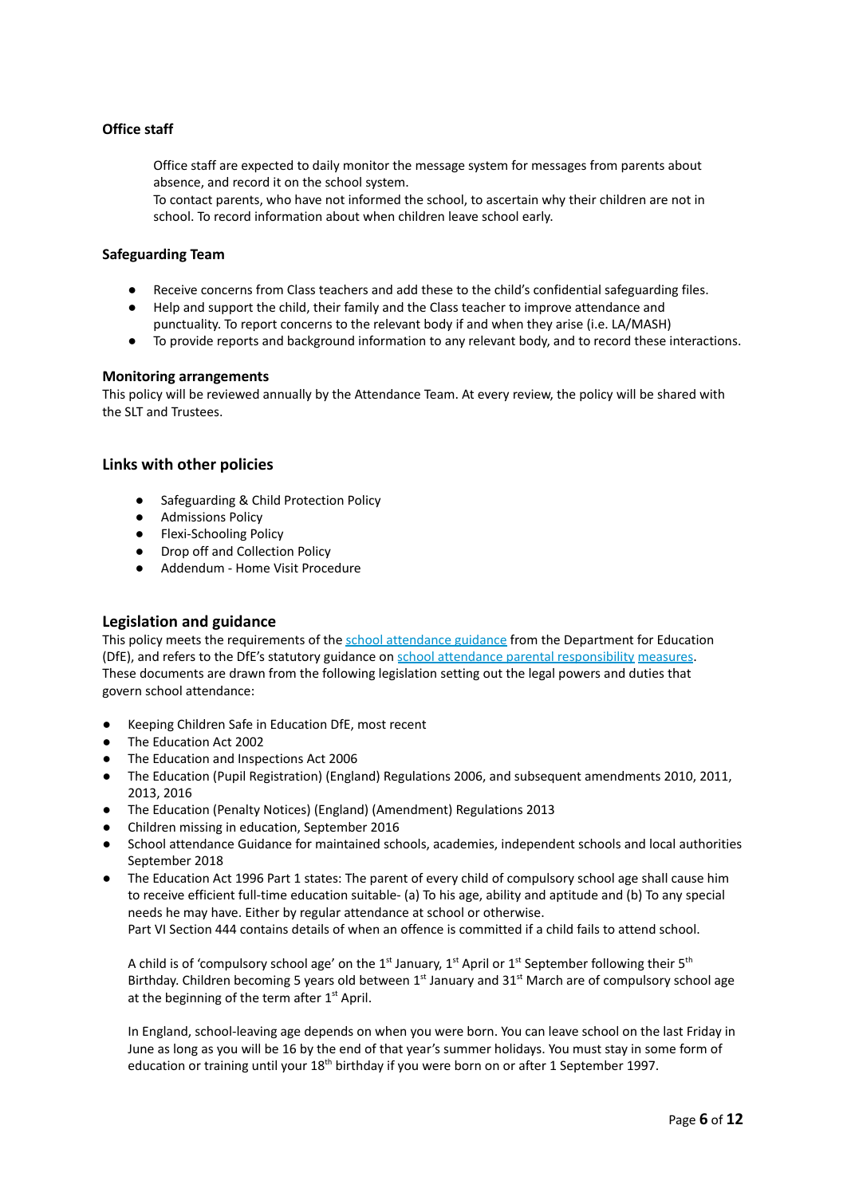### Office staff

Office staff are expected to daily monitor the message system for messages from parents about absence, and record it on the school system.
To contact parents, who have not informed the school, to ascertain why their children are not in school. To record information about when children leave school early.

### Safeguarding Team

- Receive concerns from Class teachers and add these to the child's confidential safeguarding files.
- Help and support the child, their family and the Class teacher to improve attendance and punctuality. To report concerns to the relevant body if and when they arise (i.e. LA/MASH)
- To provide reports and background information to any relevant body, and to record these interactions.

### Monitoring arrangements

This policy will be reviewed annually by the Attendance Team. At every review, the policy will be shared with the SLT and Trustees.

## Links with other policies

- Safeguarding & Child Protection Policy
- Admissions Policy
- Flexi-Schooling Policy
- Drop off and Collection Policy
- Addendum - Home Visit Procedure

## Legislation and guidance

This policy meets the requirements of the school attendance guidance from the Department for Education (DfE), and refers to the DfE's statutory guidance on school attendance parental responsibility measures. These documents are drawn from the following legislation setting out the legal powers and duties that govern school attendance:

- Keeping Children Safe in Education DfE, most recent
- The Education Act 2002
- The Education and Inspections Act 2006
- The Education (Pupil Registration) (England) Regulations 2006, and subsequent amendments 2010, 2011, 2013, 2016
- The Education (Penalty Notices) (England) (Amendment) Regulations 2013
- Children missing in education, September 2016
- School attendance Guidance for maintained schools, academies, independent schools and local authorities September 2018
- The Education Act 1996 Part 1 states: The parent of every child of compulsory school age shall cause him to receive efficient full-time education suitable- (a) To his age, ability and aptitude and (b) To any special needs he may have. Either by regular attendance at school or otherwise.
  Part VI Section 444 contains details of when an offence is committed if a child fails to attend school.

  A child is of 'compulsory school age' on the 1st January, 1st April or 1st September following their 5th Birthday. Children becoming 5 years old between 1st January and 31st March are of compulsory school age at the beginning of the term after 1st April.

  In England, school-leaving age depends on when you were born. You can leave school on the last Friday in June as long as you will be 16 by the end of that year's summer holidays. You must stay in some form of education or training until your 18th birthday if you were born on or after 1 September 1997.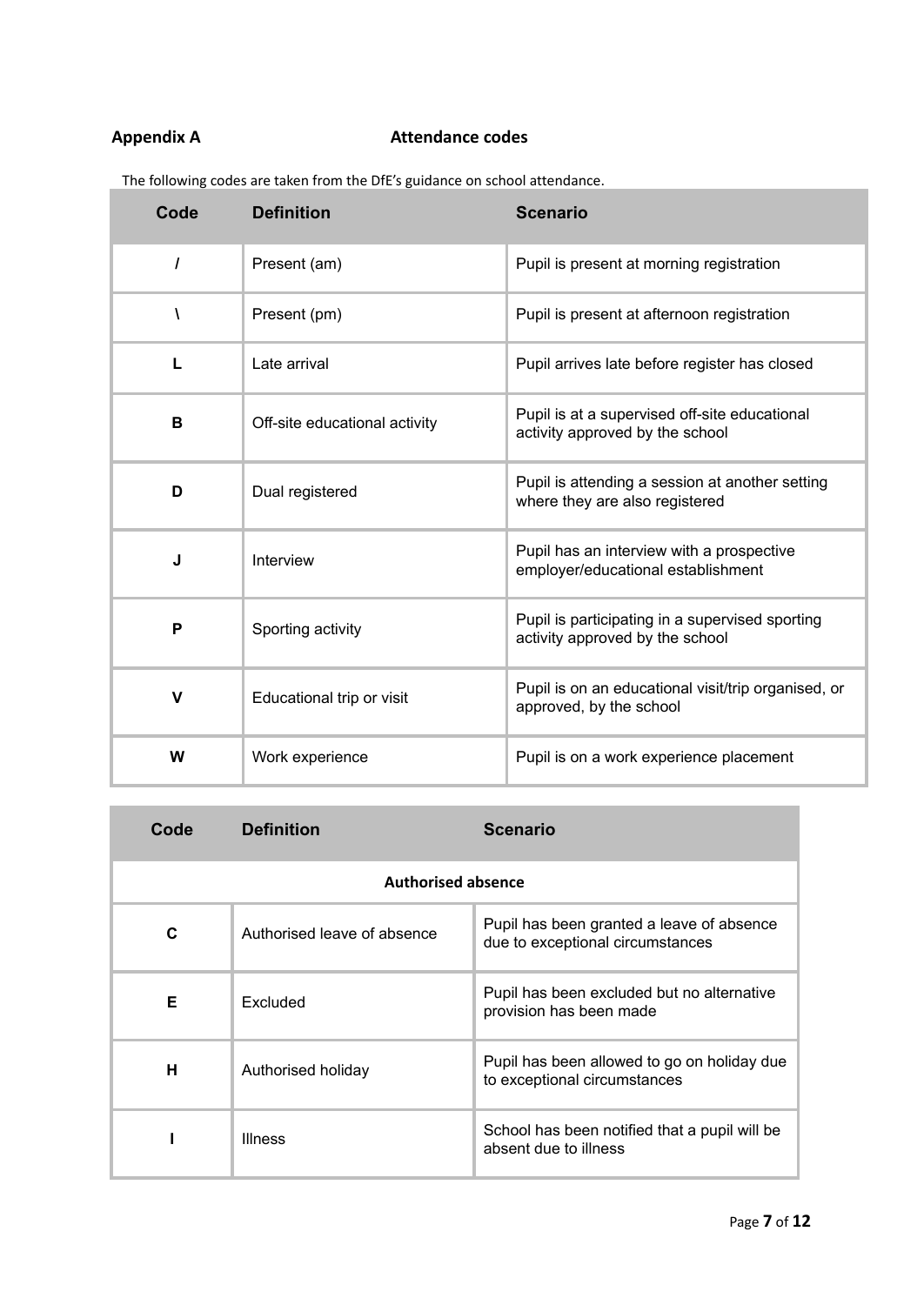## Appendix A Attendance codes

The following codes are taken from the DfE's guidance on school attendance.

| Code | Definition | Scenario |
| --- | --- | --- |
| / | Present (am) | Pupil is present at morning registration |
| \ | Present (pm) | Pupil is present at afternoon registration |
| L | Late arrival | Pupil arrives late before register has closed |
| B | Off-site educational activity | Pupil is at a supervised off-site educational activity approved by the school |
| D | Dual registered | Pupil is attending a session at another setting where they are also registered |
| J | Interview | Pupil has an interview with a prospective employer/educational establishment |
| P | Sporting activity | Pupil is participating in a supervised sporting activity approved by the school |
| V | Educational trip or visit | Pupil is on an educational visit/trip organised, or approved, by the school |
| W | Work experience | Pupil is on a work experience placement |

| Code | Definition | Scenario |
| --- | --- | --- |
| **Authorised absence** | | |
| C | Authorised leave of absence | Pupil has been granted a leave of absence due to exceptional circumstances |
| E | Excluded | Pupil has been excluded but no alternative provision has been made |
| H | Authorised holiday | Pupil has been allowed to go on holiday due to exceptional circumstances |
| I | Illness | School has been notified that a pupil will be absent due to illness |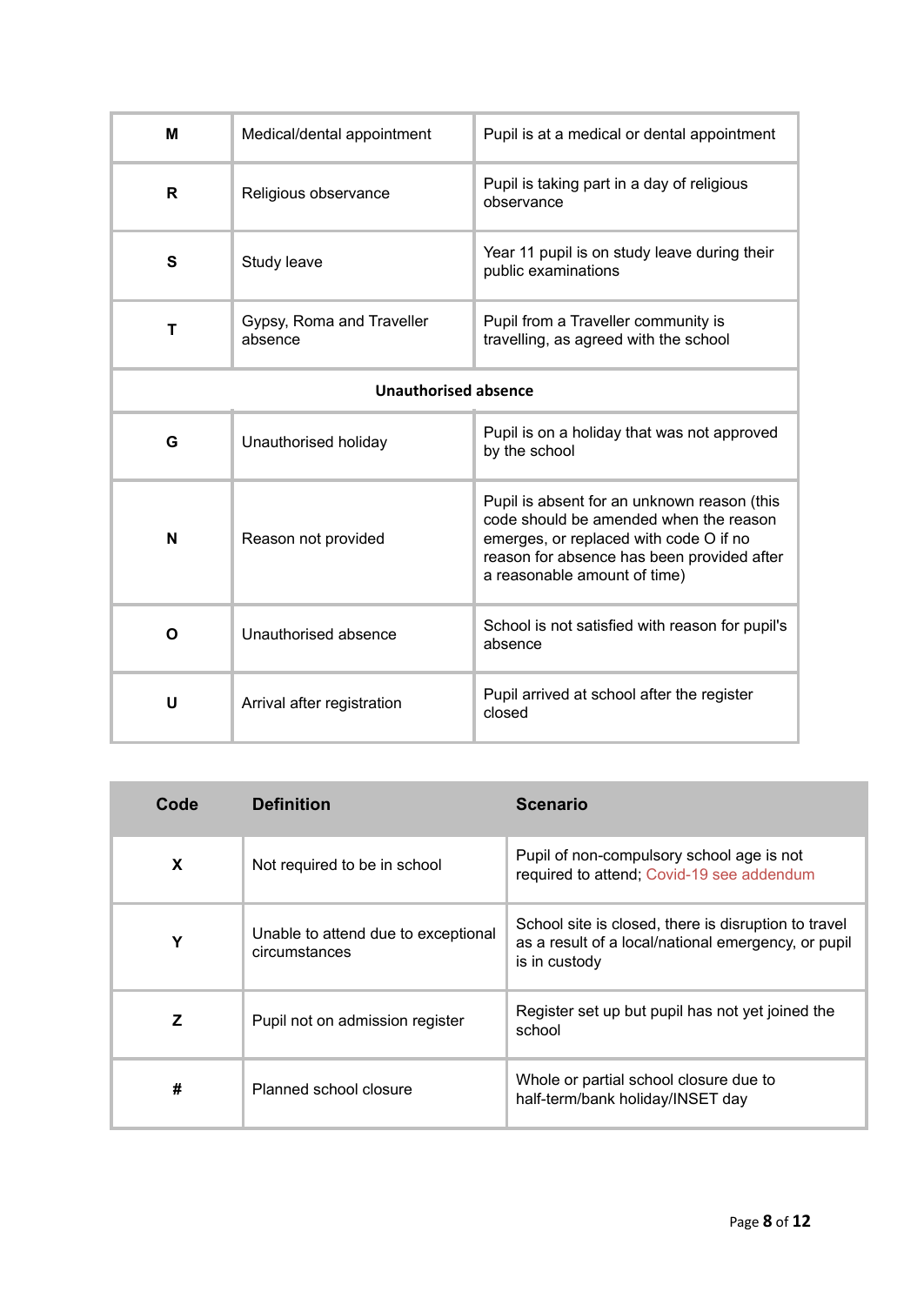| | | |
|---|---|---|
| **M** | Medical/dental appointment | Pupil is at a medical or dental appointment |
| **R** | Religious observance | Pupil is taking part in a day of religious observance |
| **S** | Study leave | Year 11 pupil is on study leave during their public examinations |
| **T** | Gypsy, Roma and Traveller absence | Pupil from a Traveller community is travelling, as agreed with the school |
| **Unauthorised absence** | | |
| **G** | Unauthorised holiday | Pupil is on a holiday that was not approved by the school |
| **N** | Reason not provided | Pupil is absent for an unknown reason (this code should be amended when the reason emerges, or replaced with code O if no reason for absence has been provided after a reasonable amount of time) |
| **O** | Unauthorised absence | School is not satisfied with reason for pupil's absence |
| **U** | Arrival after registration | Pupil arrived at school after the register closed |

| Code | Definition | Scenario |
|---|---|---|
| **X** | Not required to be in school | Pupil of non-compulsory school age is not required to attend; Covid-19 see addendum |
| **Y** | Unable to attend due to exceptional circumstances | School site is closed, there is disruption to travel as a result of a local/national emergency, or pupil is in custody |
| **Z** | Pupil not on admission register | Register set up but pupil has not yet joined the school |
| **#** | Planned school closure | Whole or partial school closure due to half-term/bank holiday/INSET day |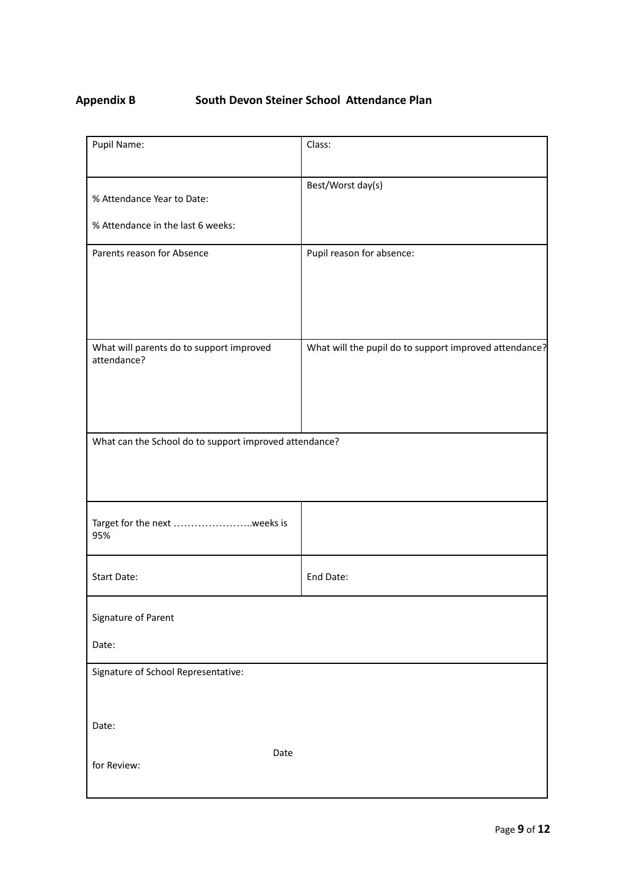**Appendix B South Devon Steiner School Attendance Plan**

| Pupil Name: | Class: |
|---|---|
| % Attendance Year to Date:<br><br>% Attendance in the last 6 weeks: | Best/Worst day(s) |
| Parents reason for Absence | Pupil reason for absence: |
| What will parents do to support improved attendance? | What will the pupil do to support improved attendance? |
| What can the School do to support improved attendance? | |
| Target for the next …………………..weeks is 95% | |
| Start Date: | End Date: |
| Signature of Parent<br><br>Date: | |
| Signature of School Representative:<br><br>Date:<br><br>Date for Review: | |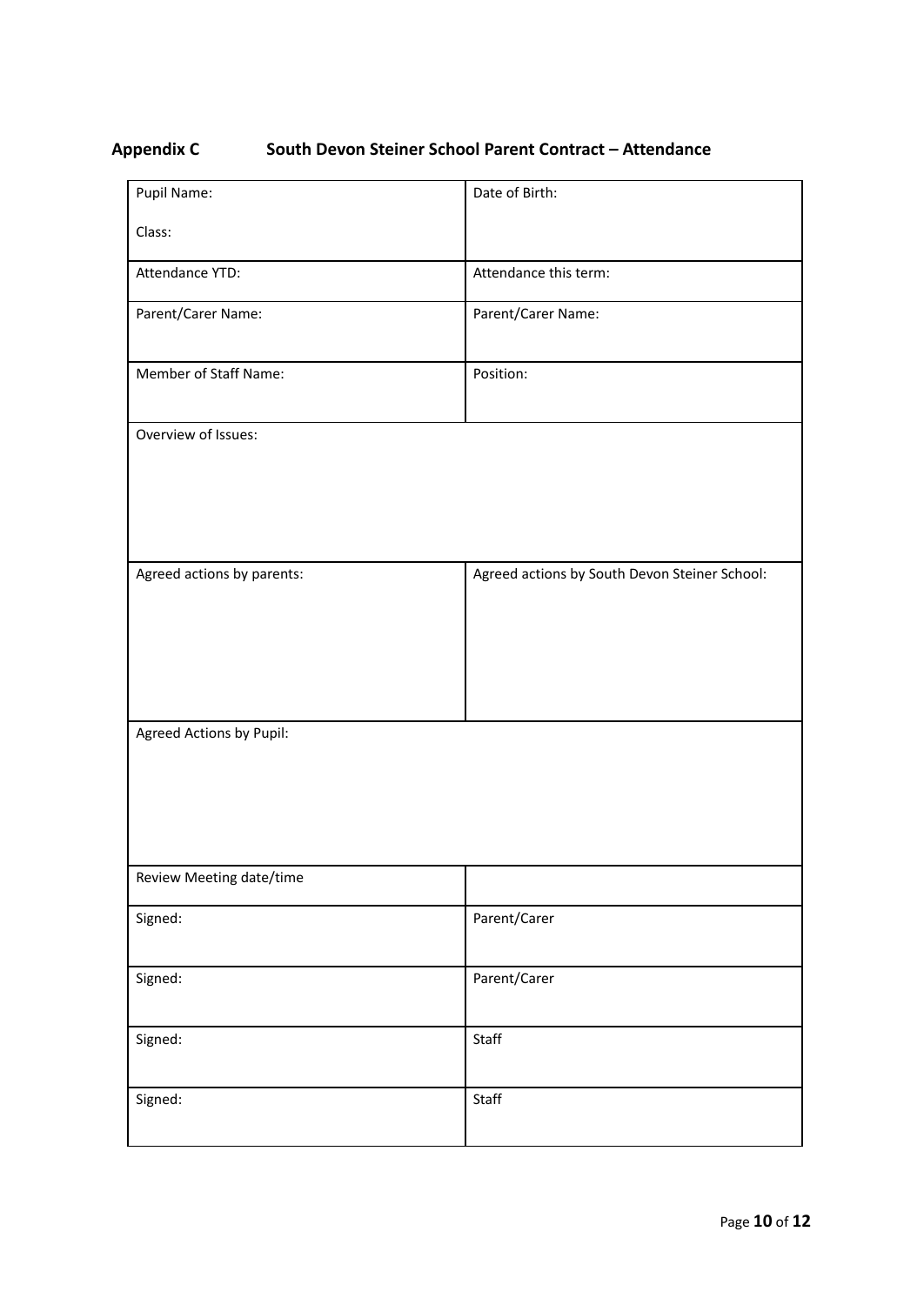## Appendix C South Devon Steiner School Parent Contract – Attendance

| Pupil Name:<br><br>Class: | Date of Birth: |
| --- | --- |
| Attendance YTD: | Attendance this term: |
| Parent/Carer Name: | Parent/Carer Name: |
| Member of Staff Name: | Position: |
| Overview of Issues: | |
| Agreed actions by parents: | Agreed actions by South Devon Steiner School: |
| Agreed Actions by Pupil: | |
| Review Meeting date/time | |
| Signed: | Parent/Carer |
| Signed: | Parent/Carer |
| Signed: | Staff |
| Signed: | Staff |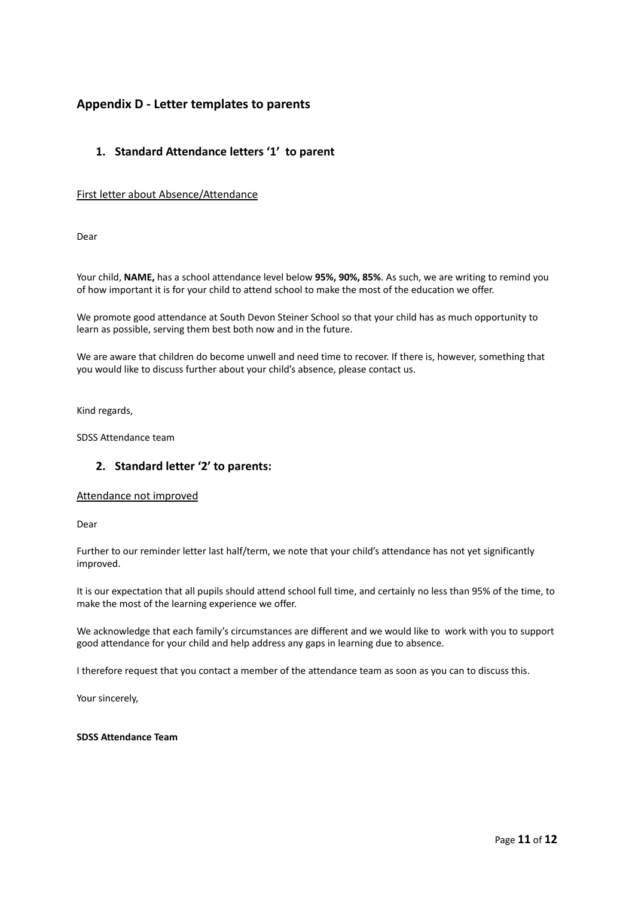## Appendix D - Letter templates to parents

### 1. Standard Attendance letters '1' to parent

First letter about Absence/Attendance

Dear

Your child, **NAME,** has a school attendance level below **95%, 90%, 85%**. As such, we are writing to remind you of how important it is for your child to attend school to make the most of the education we offer.

We promote good attendance at South Devon Steiner School so that your child has as much opportunity to learn as possible, serving them best both now and in the future.

We are aware that children do become unwell and need time to recover. If there is, however, something that you would like to discuss further about your child's absence, please contact us.

Kind regards,

SDSS Attendance team

### 2. Standard letter '2' to parents:

Attendance not improved

Dear

Further to our reminder letter last half/term, we note that your child's attendance has not yet significantly improved.

It is our expectation that all pupils should attend school full time, and certainly no less than 95% of the time, to make the most of the learning experience we offer.

We acknowledge that each family's circumstances are different and we would like to work with you to support good attendance for your child and help address any gaps in learning due to absence.

I therefore request that you contact a member of the attendance team as soon as you can to discuss this.

Your sincerely,

**SDSS Attendance Team**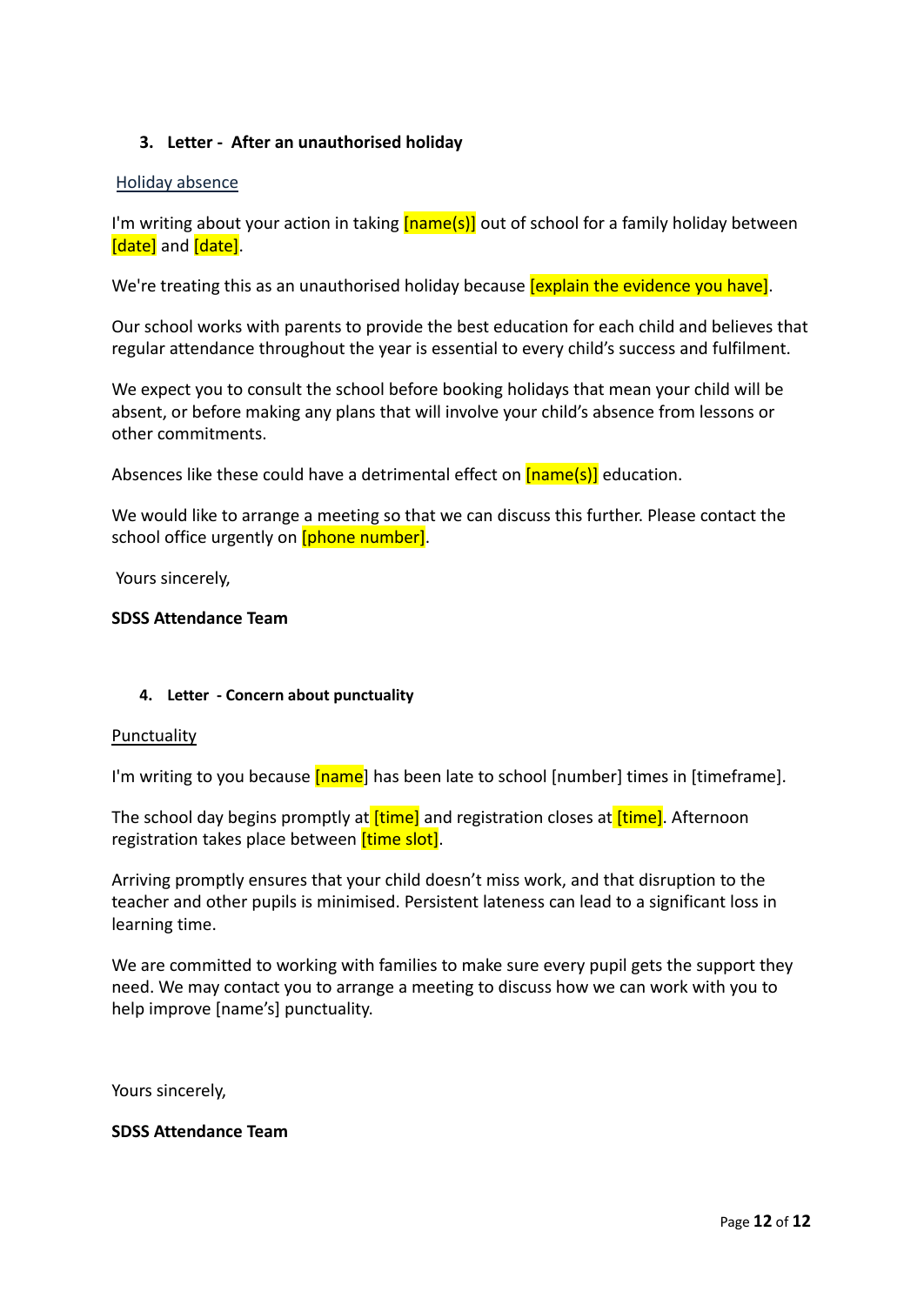### 3. Letter - After an unauthorised holiday

Holiday absence

I'm writing about your action in taking [name(s)] out of school for a family holiday between [date] and [date].

We're treating this as an unauthorised holiday because [explain the evidence you have].

Our school works with parents to provide the best education for each child and believes that regular attendance throughout the year is essential to every child's success and fulfilment.

We expect you to consult the school before booking holidays that mean your child will be absent, or before making any plans that will involve your child's absence from lessons or other commitments.

Absences like these could have a detrimental effect on [name(s)] education.

We would like to arrange a meeting so that we can discuss this further. Please contact the school office urgently on [phone number].

Yours sincerely,

**SDSS Attendance Team**

### 4. Letter - Concern about punctuality

Punctuality

I'm writing to you because [name] has been late to school [number] times in [timeframe].

The school day begins promptly at [time] and registration closes at [time]. Afternoon registration takes place between [time slot].

Arriving promptly ensures that your child doesn't miss work, and that disruption to the teacher and other pupils is minimised. Persistent lateness can lead to a significant loss in learning time.

We are committed to working with families to make sure every pupil gets the support they need. We may contact you to arrange a meeting to discuss how we can work with you to help improve [name's] punctuality.

Yours sincerely,

**SDSS Attendance Team**